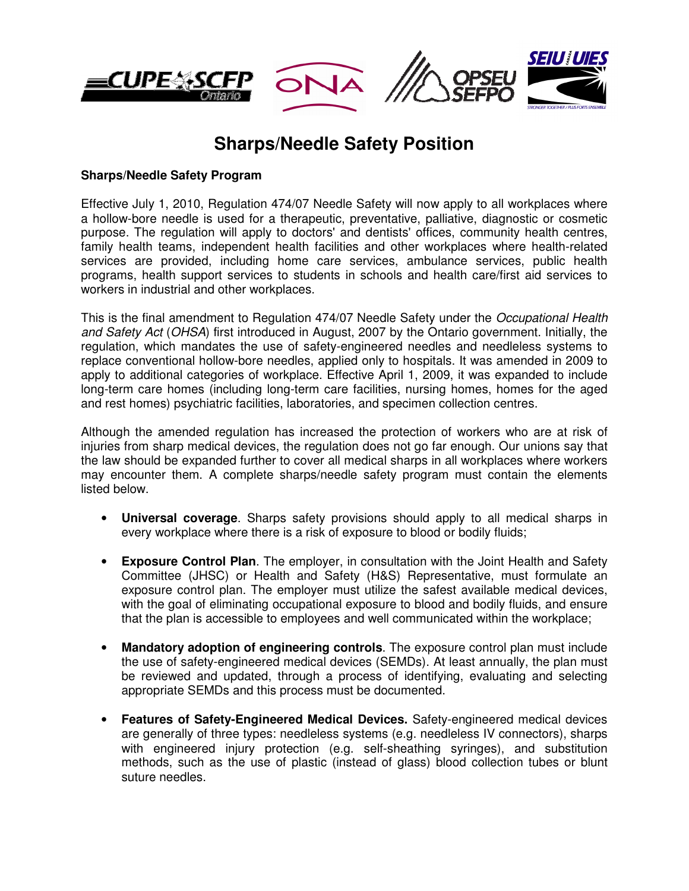# Sharps/Needle Safety Position

**Sharps/Needle Safety Program**

Effective July 1, 2010, Regulation 474/07 Needle Safety will now apply to all workplaces where a hollow-bore needle is used for a therapeutic, preventative, palliative, diagnostic or cosmetic purpose. The regulation will apply to doctors' and dentists' offices, community health centres, family health teams, independent health facilities and other workplaces where health-related services are provided, including home care services, ambulance services, public health programs, health support services to students in schools and health care/first aid services to workers in industrial and other workplaces.

This is the final amendment to Regulation 474/07 Needle Safety under the *Occupational Health and Safety Act* (*OHSA*) first introduced in August, 2007 by the Ontario government. Initially, the regulation, which mandates the use of safety-engineered needles and needleless systems to replace conventional hollow-bore needles, applied only to hospitals. It was amended in 2009 to apply to additional categories of workplace. Effective April 1, 2009, it was expanded to include long-term care homes (including long-term care facilities, nursing homes, homes for the aged and rest homes) psychiatric facilities, laboratories, and specimen collection centres.

Although the amended regulation has increased the protection of workers who are at risk of injuries from sharp medical devices, the regulation does not go far enough. Our unions say that the law should be expanded further to cover all medical sharps in all workplaces where workers may encounter them. A complete sharps/needle safety program must contain the elements listed below.

- **Universal coverage**. Sharps safety provisions should apply to all medical sharps in every workplace where there is a risk of exposure to blood or bodily fluids;
- **Exposure Control Plan**. The employer, in consultation with the Joint Health and Safety Committee (JHSC) or Health and Safety (H&S) Representative, must formulate an exposure control plan. The employer must utilize the safest available medical devices, with the goal of eliminating occupational exposure to blood and bodily fluids, and ensure that the plan is accessible to employees and well communicated within the workplace;
- **Mandatory adoption of engineering controls**. The exposure control plan must include the use of safety-engineered medical devices (SEMDs). At least annually, the plan must be reviewed and updated, through a process of identifying, evaluating and selecting appropriate SEMDs and this process must be documented.
- **Features of Safety-Engineered Medical Devices.** Safety-engineered medical devices are generally of three types: needleless systems (e.g. needleless IV connectors), sharps with engineered injury protection (e.g. self-sheathing syringes), and substitution methods, such as the use of plastic (instead of glass) blood collection tubes or blunt suture needles.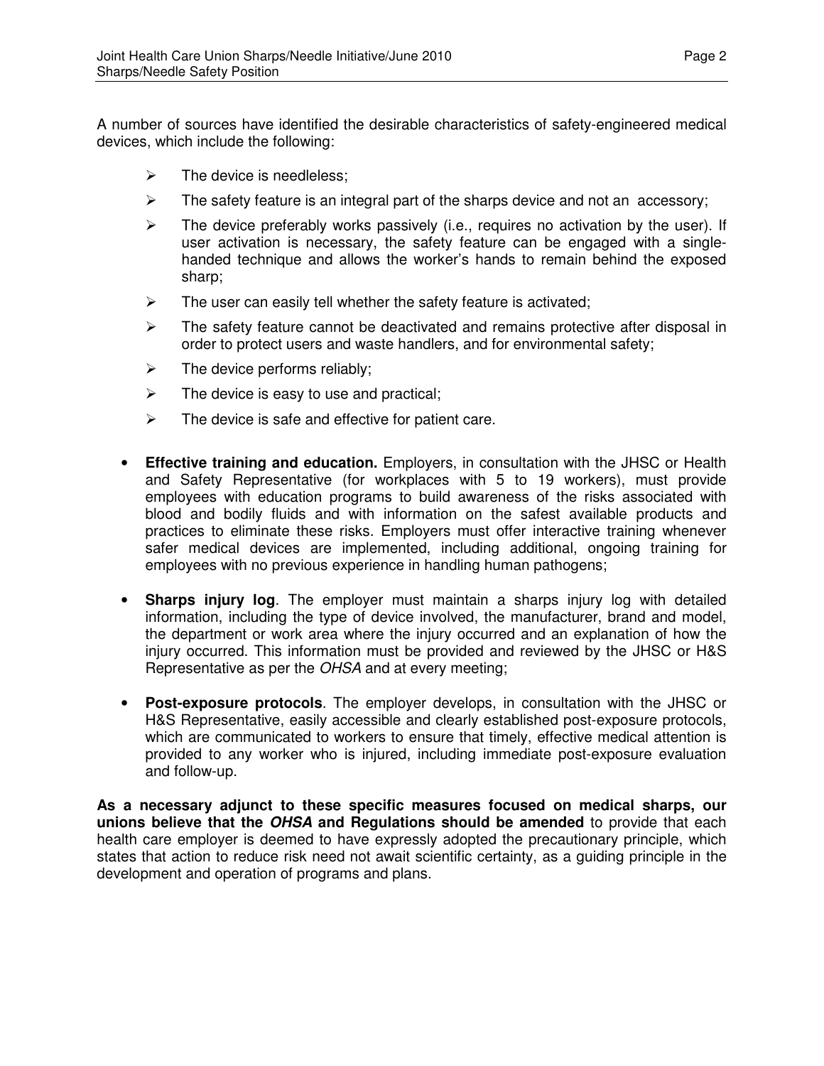A number of sources have identified the desirable characteristics of safety-engineered medical devices, which include the following:

- The device is needleless;
- The safety feature is an integral part of the sharps device and not an accessory;
- The device preferably works passively (i.e., requires no activation by the user). If user activation is necessary, the safety feature can be engaged with a single-handed technique and allows the worker's hands to remain behind the exposed sharp;
- The user can easily tell whether the safety feature is activated;
- The safety feature cannot be deactivated and remains protective after disposal in order to protect users and waste handlers, and for environmental safety;
- The device performs reliably;
- The device is easy to use and practical;
- The device is safe and effective for patient care.

- **Effective training and education.** Employers, in consultation with the JHSC or Health and Safety Representative (for workplaces with 5 to 19 workers), must provide employees with education programs to build awareness of the risks associated with blood and bodily fluids and with information on the safest available products and practices to eliminate these risks. Employers must offer interactive training whenever safer medical devices are implemented, including additional, ongoing training for employees with no previous experience in handling human pathogens;

- **Sharps injury log**. The employer must maintain a sharps injury log with detailed information, including the type of device involved, the manufacturer, brand and model, the department or work area where the injury occurred and an explanation of how the injury occurred. This information must be provided and reviewed by the JHSC or H&S Representative as per the *OHSA* and at every meeting;

- **Post-exposure protocols**. The employer develops, in consultation with the JHSC or H&S Representative, easily accessible and clearly established post-exposure protocols, which are communicated to workers to ensure that timely, effective medical attention is provided to any worker who is injured, including immediate post-exposure evaluation and follow-up.

**As a necessary adjunct to these specific measures focused on medical sharps, our unions believe that the *OHSA* and Regulations should be amended** to provide that each health care employer is deemed to have expressly adopted the precautionary principle, which states that action to reduce risk need not await scientific certainty, as a guiding principle in the development and operation of programs and plans.